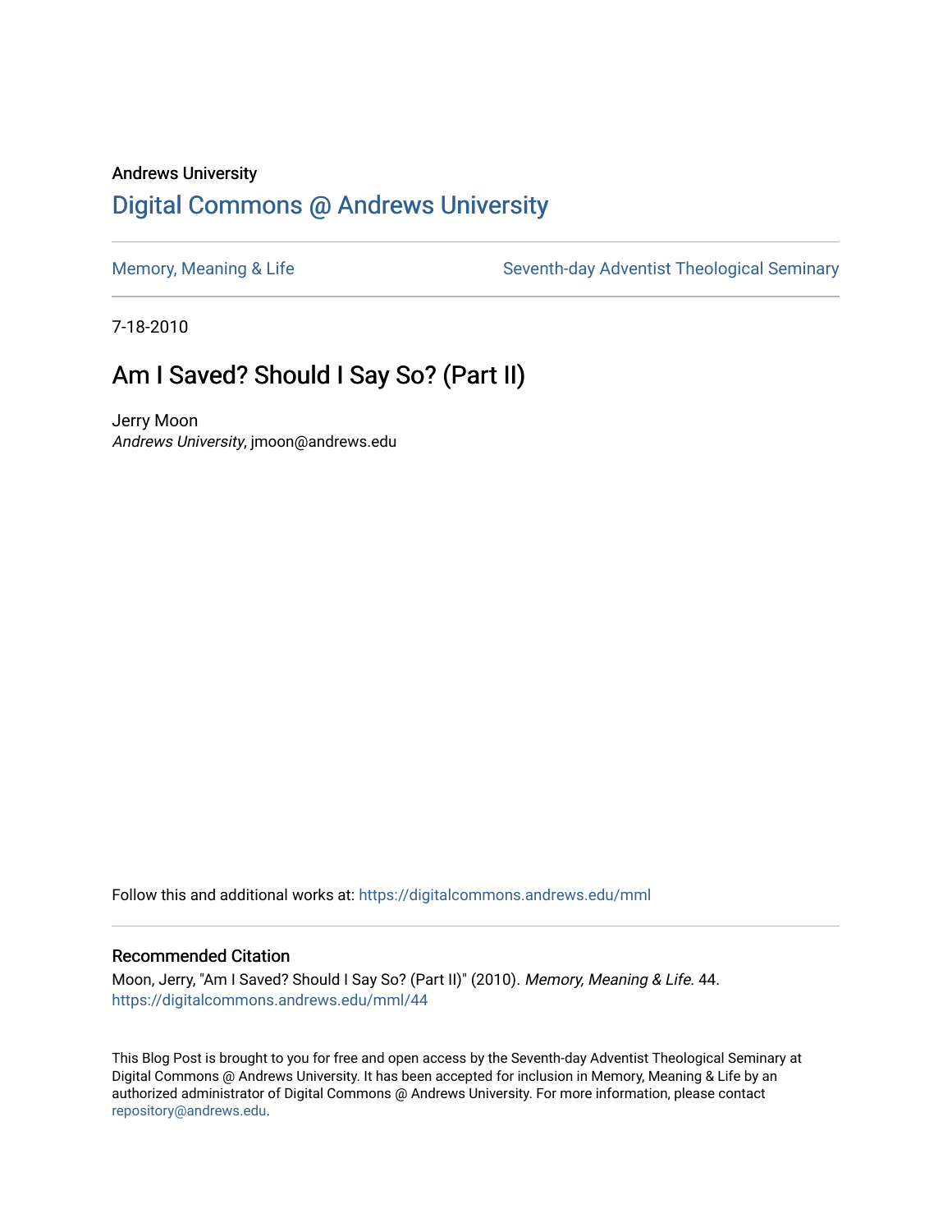Andrews University

# Digital Commons @ Andrews University

Memory, Meaning & Life | Seventh-day Adventist Theological Seminary

7-18-2010

## Am I Saved? Should I Say So? (Part II)

Jerry Moon
*Andrews University*, jmoon@andrews.edu

Follow this and additional works at: https://digitalcommons.andrews.edu/mml

### Recommended Citation

Moon, Jerry, "Am I Saved? Should I Say So? (Part II)" (2010). *Memory, Meaning & Life*. 44.
https://digitalcommons.andrews.edu/mml/44

This Blog Post is brought to you for free and open access by the Seventh-day Adventist Theological Seminary at Digital Commons @ Andrews University. It has been accepted for inclusion in Memory, Meaning & Life by an authorized administrator of Digital Commons @ Andrews University. For more information, please contact repository@andrews.edu.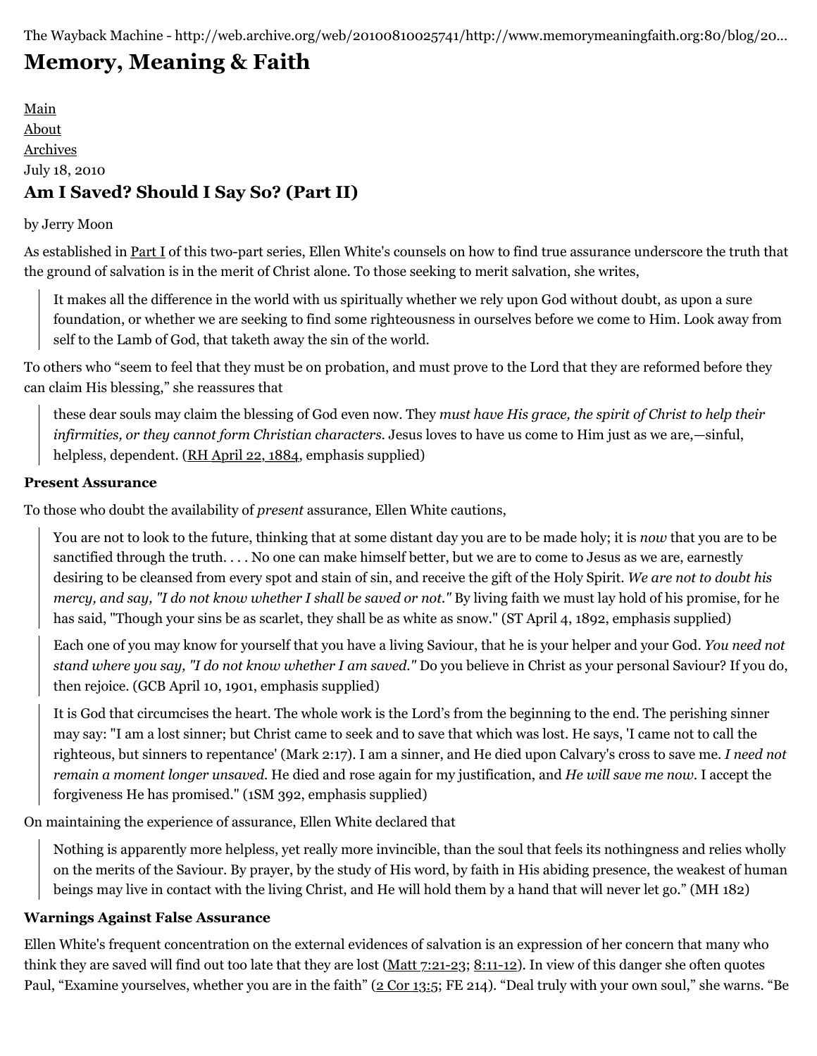The Wayback Machine - http://web.archive.org/web/20100810025741/http://www.memorymeaningfaith.org:80/blog/20...

# Memory, Meaning & Faith

[Main](#)
[About](#)
[Archives](#)

July 18, 2010

## Am I Saved? Should I Say So? (Part II)

by Jerry Moon

As established in [Part I](#) of this two-part series, Ellen White's counsels on how to find true assurance underscore the truth that the ground of salvation is in the merit of Christ alone. To those seeking to merit salvation, she writes,

> It makes all the difference in the world with us spiritually whether we rely upon God without doubt, as upon a sure foundation, or whether we are seeking to find some righteousness in ourselves before we come to Him. Look away from self to the Lamb of God, that taketh away the sin of the world.

To others who "seem to feel that they must be on probation, and must prove to the Lord that they are reformed before they can claim His blessing," she reassures that

> these dear souls may claim the blessing of God even now. They *must have His grace, the spirit of Christ to help their infirmities, or they cannot form Christian characters.* Jesus loves to have us come to Him just as we are,—sinful, helpless, dependent. ([RH April 22, 1884](#), emphasis supplied)

**Present Assurance**

To those who doubt the availability of *present* assurance, Ellen White cautions,

> You are not to look to the future, thinking that at some distant day you are to be made holy; it is *now* that you are to be sanctified through the truth. . . . No one can make himself better, but we are to come to Jesus as we are, earnestly desiring to be cleansed from every spot and stain of sin, and receive the gift of the Holy Spirit. *We are not to doubt his mercy, and say, "I do not know whether I shall be saved or not."* By living faith we must lay hold of his promise, for he has said, "Though your sins be as scarlet, they shall be as white as snow." (ST April 4, 1892, emphasis supplied)

> Each one of you may know for yourself that you have a living Saviour, that he is your helper and your God. *You need not stand where you say, "I do not know whether I am saved."* Do you believe in Christ as your personal Saviour? If you do, then rejoice. (GCB April 10, 1901, emphasis supplied)

> It is God that circumcises the heart. The whole work is the Lord's from the beginning to the end. The perishing sinner may say: "I am a lost sinner; but Christ came to seek and to save that which was lost. He says, 'I came not to call the righteous, but sinners to repentance' (Mark 2:17). I am a sinner, and He died upon Calvary's cross to save me. *I need not remain a moment longer unsaved.* He died and rose again for my justification, and *He will save me now*. I accept the forgiveness He has promised." (1SM 392, emphasis supplied)

On maintaining the experience of assurance, Ellen White declared that

> Nothing is apparently more helpless, yet really more invincible, than the soul that feels its nothingness and relies wholly on the merits of the Saviour. By prayer, by the study of His word, by faith in His abiding presence, the weakest of human beings may live in contact with the living Christ, and He will hold them by a hand that will never let go." (MH 182)

**Warnings Against False Assurance**

Ellen White's frequent concentration on the external evidences of salvation is an expression of her concern that many who think they are saved will find out too late that they are lost ([Matt 7:21-23](#); [8:11-12](#)). In view of this danger she often quotes Paul, "Examine yourselves, whether you are in the faith" ([2 Cor 13:5](#); FE 214). "Deal truly with your own soul," she warns. "Be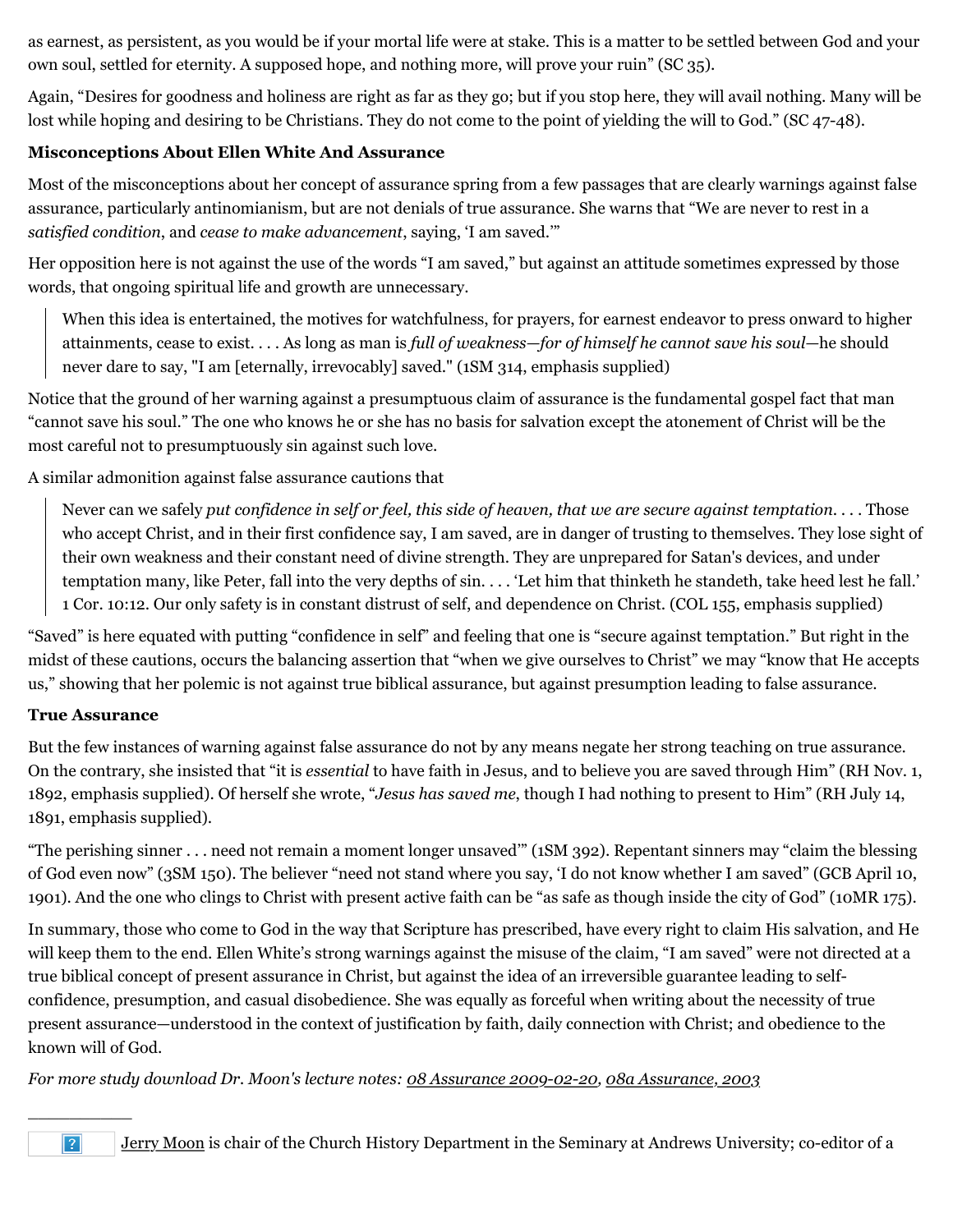as earnest, as persistent, as you would be if your mortal life were at stake. This is a matter to be settled between God and your own soul, settled for eternity. A supposed hope, and nothing more, will prove your ruin" (SC 35).

Again, "Desires for goodness and holiness are right as far as they go; but if you stop here, they will avail nothing. Many will be lost while hoping and desiring to be Christians. They do not come to the point of yielding the will to God." (SC 47-48).

**Misconceptions About Ellen White And Assurance**

Most of the misconceptions about her concept of assurance spring from a few passages that are clearly warnings against false assurance, particularly antinomianism, but are not denials of true assurance. She warns that "We are never to rest in a *satisfied condition*, and *cease to make advancement*, saying, 'I am saved.'"

Her opposition here is not against the use of the words "I am saved," but against an attitude sometimes expressed by those words, that ongoing spiritual life and growth are unnecessary.

> When this idea is entertained, the motives for watchfulness, for prayers, for earnest endeavor to press onward to higher attainments, cease to exist. . . . As long as man is *full of weakness—for of himself he cannot save his soul*—he should never dare to say, "I am [eternally, irrevocably] saved." (1SM 314, emphasis supplied)

Notice that the ground of her warning against a presumptuous claim of assurance is the fundamental gospel fact that man "cannot save his soul." The one who knows he or she has no basis for salvation except the atonement of Christ will be the most careful not to presumptuously sin against such love.

A similar admonition against false assurance cautions that

> Never can we safely *put confidence in self or feel, this side of heaven, that we are secure against temptation*. . . . Those who accept Christ, and in their first confidence say, I am saved, are in danger of trusting to themselves. They lose sight of their own weakness and their constant need of divine strength. They are unprepared for Satan's devices, and under temptation many, like Peter, fall into the very depths of sin. . . . 'Let him that thinketh he standeth, take heed lest he fall.' 1 Cor. 10:12. Our only safety is in constant distrust of self, and dependence on Christ. (COL 155, emphasis supplied)

"Saved" is here equated with putting "confidence in self" and feeling that one is "secure against temptation." But right in the midst of these cautions, occurs the balancing assertion that "when we give ourselves to Christ" we may "know that He accepts us," showing that her polemic is not against true biblical assurance, but against presumption leading to false assurance.

**True Assurance**

But the few instances of warning against false assurance do not by any means negate her strong teaching on true assurance. On the contrary, she insisted that "it is *essential* to have faith in Jesus, and to believe you are saved through Him" (RH Nov. 1, 1892, emphasis supplied). Of herself she wrote, "*Jesus has saved me*, though I had nothing to present to Him" (RH July 14, 1891, emphasis supplied).

"The perishing sinner . . . need not remain a moment longer unsaved'" (1SM 392). Repentant sinners may "claim the blessing of God even now" (3SM 150). The believer "need not stand where you say, 'I do not know whether I am saved" (GCB April 10, 1901). And the one who clings to Christ with present active faith can be "as safe as though inside the city of God" (10MR 175).

In summary, those who come to God in the way that Scripture has prescribed, have every right to claim His salvation, and He will keep them to the end. Ellen White's strong warnings against the misuse of the claim, "I am saved" were not directed at a true biblical concept of present assurance in Christ, but against the idea of an irreversible guarantee leading to self-confidence, presumption, and casual disobedience. She was equally as forceful when writing about the necessity of true present assurance—understood in the context of justification by faith, daily connection with Christ; and obedience to the known will of God.

*For more study download Dr. Moon's lecture notes: 08 Assurance 2009-02-20, 08a Assurance, 2003*

---

Jerry Moon is chair of the Church History Department in the Seminary at Andrews University; co-editor of a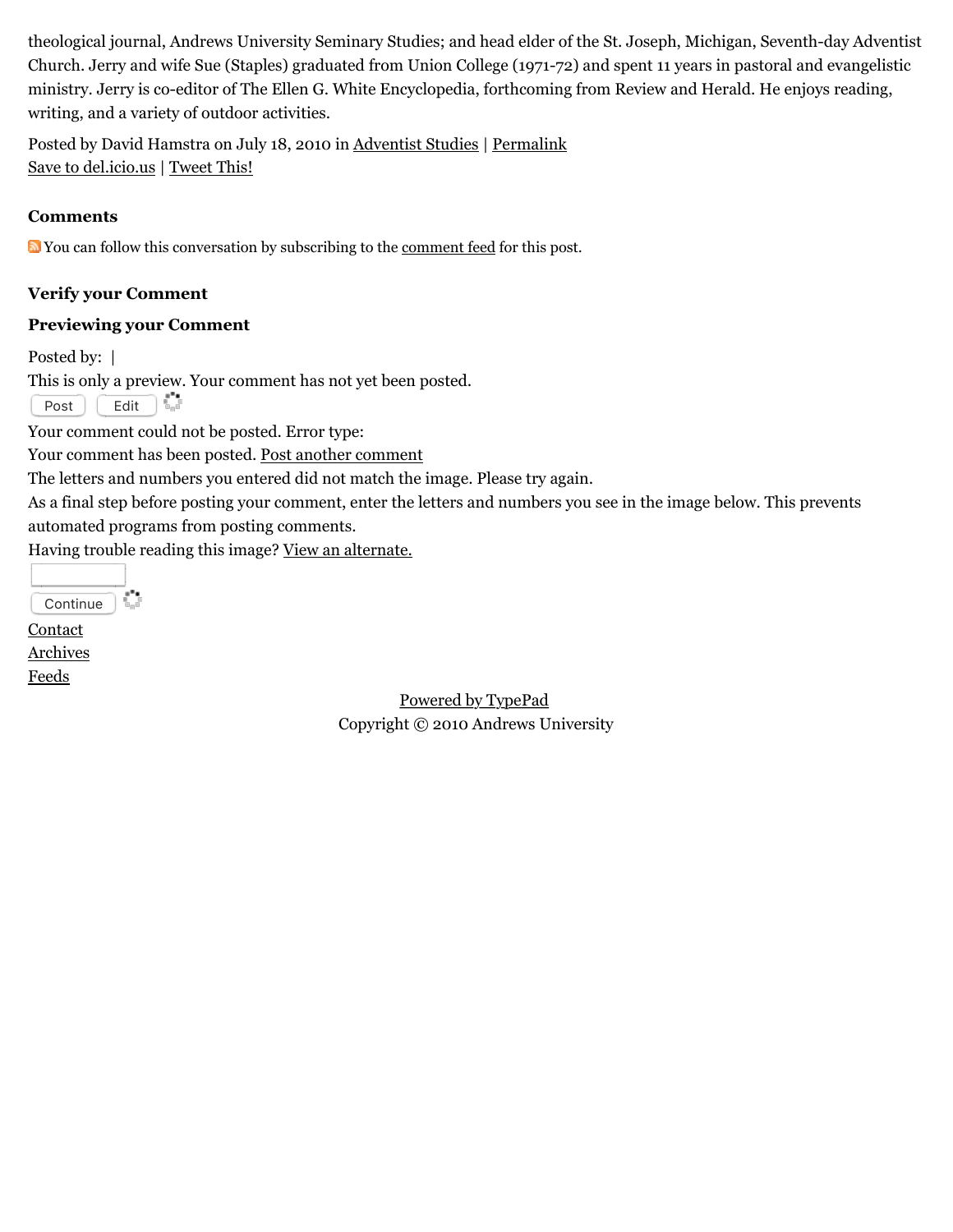theological journal, Andrews University Seminary Studies; and head elder of the St. Joseph, Michigan, Seventh-day Adventist Church. Jerry and wife Sue (Staples) graduated from Union College (1971-72) and spent 11 years in pastoral and evangelistic ministry. Jerry is co-editor of The Ellen G. White Encyclopedia, forthcoming from Review and Herald. He enjoys reading, writing, and a variety of outdoor activities.

Posted by David Hamstra on July 18, 2010 in Adventist Studies | Permalink
Save to del.icio.us | Tweet This!

### Comments

You can follow this conversation by subscribing to the comment feed for this post.

### Verify your Comment

### Previewing your Comment

Posted by: |
This is only a preview. Your comment has not yet been posted.

Post Edit

Your comment could not be posted. Error type:
Your comment has been posted. Post another comment
The letters and numbers you entered did not match the image. Please try again.
As a final step before posting your comment, enter the letters and numbers you see in the image below. This prevents automated programs from posting comments.
Having trouble reading this image? View an alternate.

Continue

Contact
Archives
Feeds

Powered by TypePad
Copyright © 2010 Andrews University